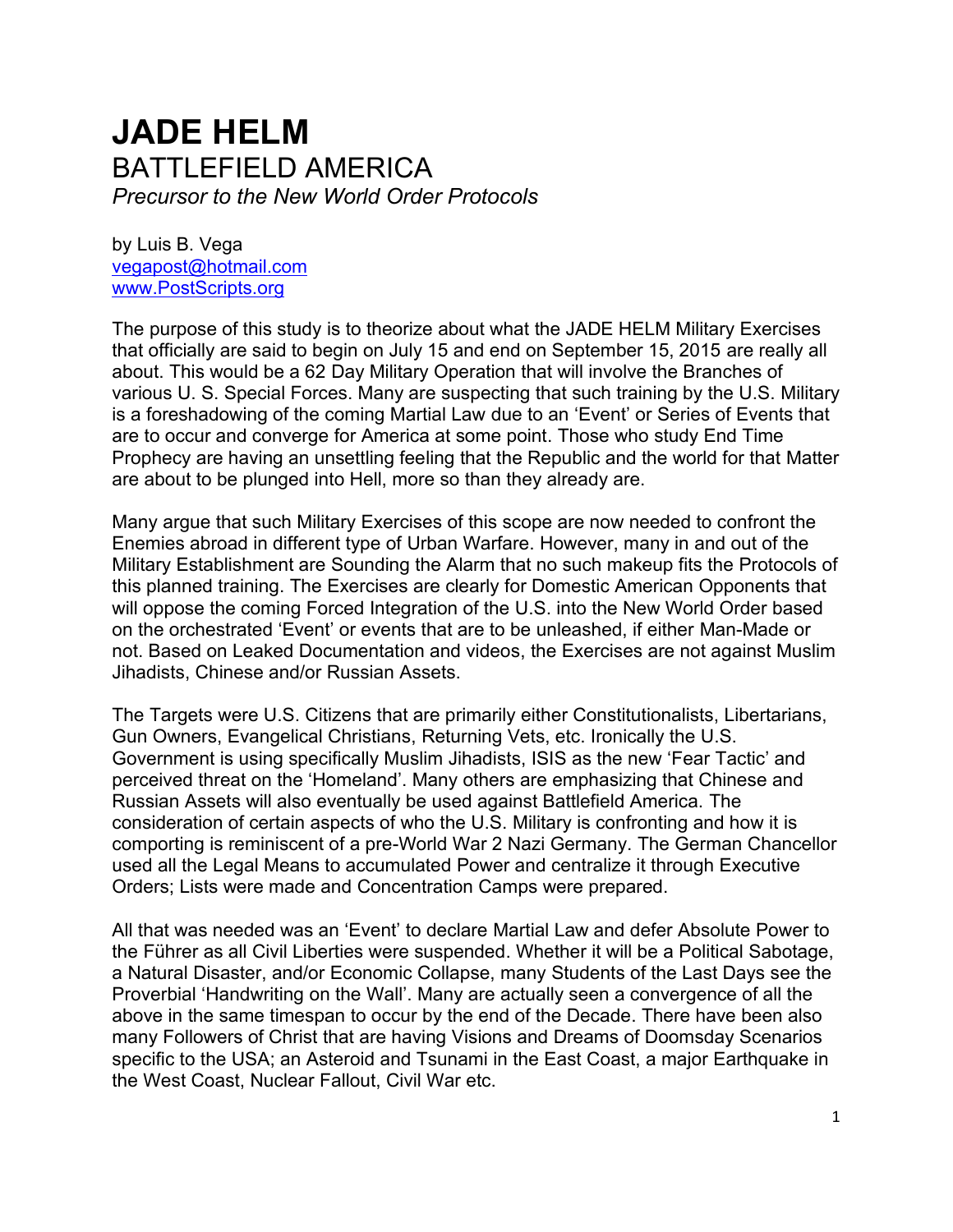# JADE HELM
## BATTLEFIELD AMERICA
*Precursor to the New World Order Protocols*

by Luis B. Vega
vegapost@hotmail.com
www.PostScripts.org

The purpose of this study is to theorize about what the JADE HELM Military Exercises that officially are said to begin on July 15 and end on September 15, 2015 are really all about. This would be a 62 Day Military Operation that will involve the Branches of various U. S. Special Forces. Many are suspecting that such training by the U.S. Military is a foreshadowing of the coming Martial Law due to an 'Event' or Series of Events that are to occur and converge for America at some point. Those who study End Time Prophecy are having an unsettling feeling that the Republic and the world for that Matter are about to be plunged into Hell, more so than they already are.

Many argue that such Military Exercises of this scope are now needed to confront the Enemies abroad in different type of Urban Warfare. However, many in and out of the Military Establishment are Sounding the Alarm that no such makeup fits the Protocols of this planned training. The Exercises are clearly for Domestic American Opponents that will oppose the coming Forced Integration of the U.S. into the New World Order based on the orchestrated 'Event' or events that are to be unleashed, if either Man-Made or not. Based on Leaked Documentation and videos, the Exercises are not against Muslim Jihadists, Chinese and/or Russian Assets.

The Targets were U.S. Citizens that are primarily either Constitutionalists, Libertarians, Gun Owners, Evangelical Christians, Returning Vets, etc. Ironically the U.S. Government is using specifically Muslim Jihadists, ISIS as the new 'Fear Tactic' and perceived threat on the 'Homeland'. Many others are emphasizing that Chinese and Russian Assets will also eventually be used against Battlefield America. The consideration of certain aspects of who the U.S. Military is confronting and how it is comporting is reminiscent of a pre-World War 2 Nazi Germany. The German Chancellor used all the Legal Means to accumulated Power and centralize it through Executive Orders; Lists were made and Concentration Camps were prepared.

All that was needed was an 'Event' to declare Martial Law and defer Absolute Power to the Führer as all Civil Liberties were suspended. Whether it will be a Political Sabotage, a Natural Disaster, and/or Economic Collapse, many Students of the Last Days see the Proverbial 'Handwriting on the Wall'. Many are actually seen a convergence of all the above in the same timespan to occur by the end of the Decade. There have been also many Followers of Christ that are having Visions and Dreams of Doomsday Scenarios specific to the USA; an Asteroid and Tsunami in the East Coast, a major Earthquake in the West Coast, Nuclear Fallout, Civil War etc.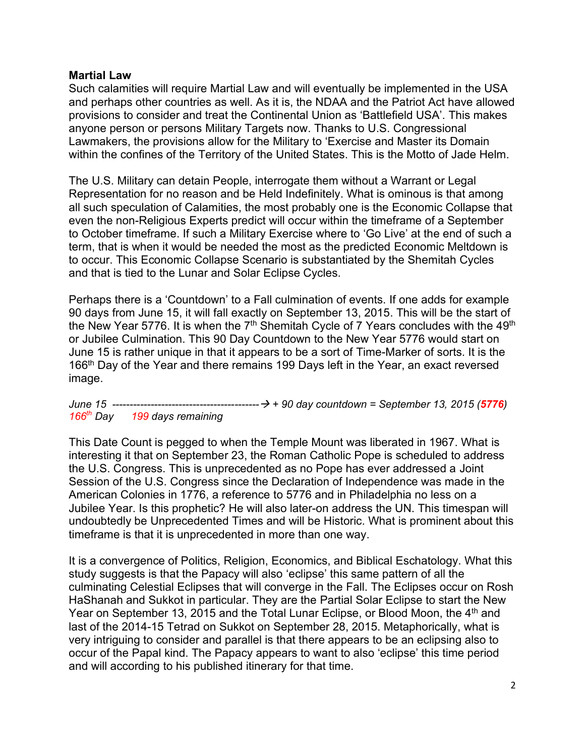**Martial Law**

Such calamities will require Martial Law and will eventually be implemented in the USA and perhaps other countries as well. As it is, the NDAA and the Patriot Act have allowed provisions to consider and treat the Continental Union as 'Battlefield USA'. This makes anyone person or persons Military Targets now. Thanks to U.S. Congressional Lawmakers, the provisions allow for the Military to 'Exercise and Master its Domain within the confines of the Territory of the United States. This is the Motto of Jade Helm.

The U.S. Military can detain People, interrogate them without a Warrant or Legal Representation for no reason and be Held Indefinitely. What is ominous is that among all such speculation of Calamities, the most probably one is the Economic Collapse that even the non-Religious Experts predict will occur within the timeframe of a September to October timeframe. If such a Military Exercise where to 'Go Live' at the end of such a term, that is when it would be needed the most as the predicted Economic Meltdown is to occur. This Economic Collapse Scenario is substantiated by the Shemitah Cycles and that is tied to the Lunar and Solar Eclipse Cycles.

Perhaps there is a 'Countdown' to a Fall culmination of events. If one adds for example 90 days from June 15, it will fall exactly on September 13, 2015. This will be the start of the New Year 5776. It is when the 7th Shemitah Cycle of 7 Years concludes with the 49th or Jubilee Culmination. This 90 Day Countdown to the New Year 5776 would start on June 15 is rather unique in that it appears to be a sort of Time-Marker of sorts. It is the 166th Day of the Year and there remains 199 Days left in the Year, an exact reversed image.

*June 15 ------------------------------------------→ + 90 day countdown = September 13, 2015 (**5776**)*
*166th Day      199 days remaining*

This Date Count is pegged to when the Temple Mount was liberated in 1967. What is interesting it that on September 23, the Roman Catholic Pope is scheduled to address the U.S. Congress. This is unprecedented as no Pope has ever addressed a Joint Session of the U.S. Congress since the Declaration of Independence was made in the American Colonies in 1776, a reference to 5776 and in Philadelphia no less on a Jubilee Year. Is this prophetic? He will also later-on address the UN. This timespan will undoubtedly be Unprecedented Times and will be Historic. What is prominent about this timeframe is that it is unprecedented in more than one way.

It is a convergence of Politics, Religion, Economics, and Biblical Eschatology. What this study suggests is that the Papacy will also 'eclipse' this same pattern of all the culminating Celestial Eclipses that will converge in the Fall. The Eclipses occur on Rosh HaShanah and Sukkot in particular. They are the Partial Solar Eclipse to start the New Year on September 13, 2015 and the Total Lunar Eclipse, or Blood Moon, the 4th and last of the 2014-15 Tetrad on Sukkot on September 28, 2015. Metaphorically, what is very intriguing to consider and parallel is that there appears to be an eclipsing also to occur of the Papal kind. The Papacy appears to want to also 'eclipse' this time period and will according to his published itinerary for that time.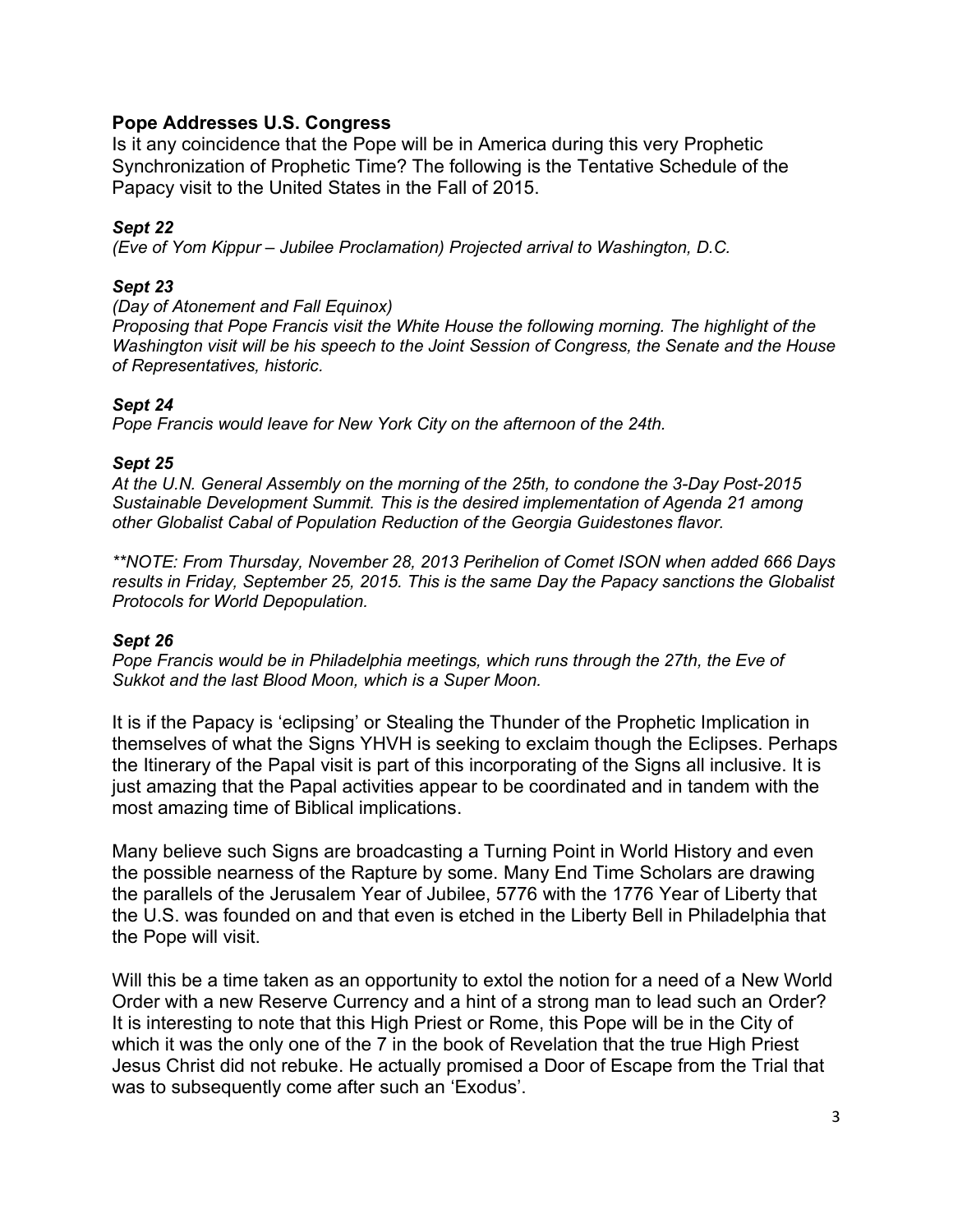### Pope Addresses U.S. Congress

Is it any coincidence that the Pope will be in America during this very Prophetic Synchronization of Prophetic Time? The following is the Tentative Schedule of the Papacy visit to the United States in the Fall of 2015.

***Sept 22***

*(Eve of Yom Kippur – Jubilee Proclamation) Projected arrival to Washington, D.C.*

***Sept 23***

*(Day of Atonement and Fall Equinox)*

*Proposing that Pope Francis visit the White House the following morning. The highlight of the Washington visit will be his speech to the Joint Session of Congress, the Senate and the House of Representatives, historic.*

***Sept 24***

*Pope Francis would leave for New York City on the afternoon of the 24th.*

***Sept 25***

*At the U.N. General Assembly on the morning of the 25th, to condone the 3-Day Post-2015 Sustainable Development Summit. This is the desired implementation of Agenda 21 among other Globalist Cabal of Population Reduction of the Georgia Guidestones flavor.*

*\*\*NOTE: From Thursday, November 28, 2013 Perihelion of Comet ISON when added 666 Days results in Friday, September 25, 2015. This is the same Day the Papacy sanctions the Globalist Protocols for World Depopulation.*

***Sept 26***

*Pope Francis would be in Philadelphia meetings, which runs through the 27th, the Eve of Sukkot and the last Blood Moon, which is a Super Moon.*

It is if the Papacy is 'eclipsing' or Stealing the Thunder of the Prophetic Implication in themselves of what the Signs YHVH is seeking to exclaim though the Eclipses. Perhaps the Itinerary of the Papal visit is part of this incorporating of the Signs all inclusive. It is just amazing that the Papal activities appear to be coordinated and in tandem with the most amazing time of Biblical implications.

Many believe such Signs are broadcasting a Turning Point in World History and even the possible nearness of the Rapture by some. Many End Time Scholars are drawing the parallels of the Jerusalem Year of Jubilee, 5776 with the 1776 Year of Liberty that the U.S. was founded on and that even is etched in the Liberty Bell in Philadelphia that the Pope will visit.

Will this be a time taken as an opportunity to extol the notion for a need of a New World Order with a new Reserve Currency and a hint of a strong man to lead such an Order? It is interesting to note that this High Priest or Rome, this Pope will be in the City of which it was the only one of the 7 in the book of Revelation that the true High Priest Jesus Christ did not rebuke. He actually promised a Door of Escape from the Trial that was to subsequently come after such an 'Exodus'.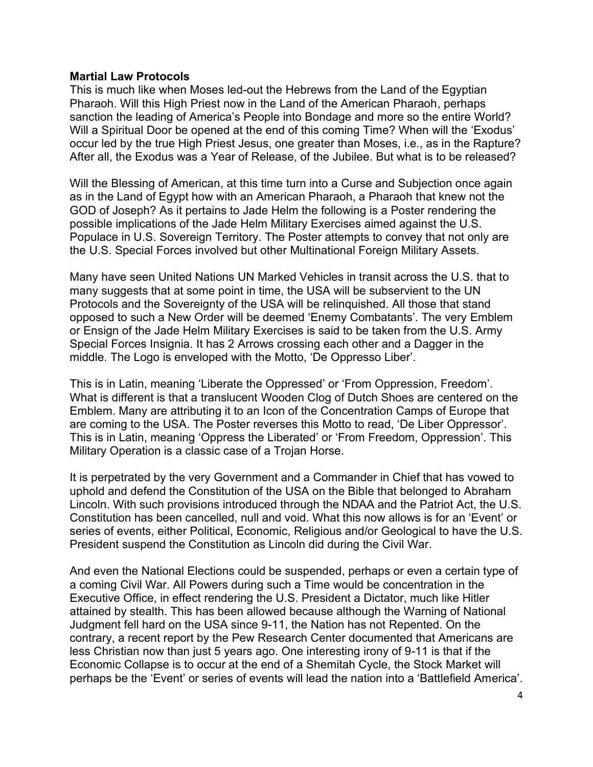**Martial Law Protocols**

This is much like when Moses led-out the Hebrews from the Land of the Egyptian Pharaoh. Will this High Priest now in the Land of the American Pharaoh, perhaps sanction the leading of America's People into Bondage and more so the entire World? Will a Spiritual Door be opened at the end of this coming Time? When will the 'Exodus' occur led by the true High Priest Jesus, one greater than Moses, i.e., as in the Rapture? After all, the Exodus was a Year of Release, of the Jubilee. But what is to be released?

Will the Blessing of American, at this time turn into a Curse and Subjection once again as in the Land of Egypt how with an American Pharaoh, a Pharaoh that knew not the GOD of Joseph? As it pertains to Jade Helm the following is a Poster rendering the possible implications of the Jade Helm Military Exercises aimed against the U.S. Populace in U.S. Sovereign Territory. The Poster attempts to convey that not only are the U.S. Special Forces involved but other Multinational Foreign Military Assets.

Many have seen United Nations UN Marked Vehicles in transit across the U.S. that to many suggests that at some point in time, the USA will be subservient to the UN Protocols and the Sovereignty of the USA will be relinquished. All those that stand opposed to such a New Order will be deemed 'Enemy Combatants'. The very Emblem or Ensign of the Jade Helm Military Exercises is said to be taken from the U.S. Army Special Forces Insignia. It has 2 Arrows crossing each other and a Dagger in the middle. The Logo is enveloped with the Motto, 'De Oppresso Liber'.

This is in Latin, meaning 'Liberate the Oppressed' or 'From Oppression, Freedom'. What is different is that a translucent Wooden Clog of Dutch Shoes are centered on the Emblem. Many are attributing it to an Icon of the Concentration Camps of Europe that are coming to the USA. The Poster reverses this Motto to read, 'De Liber Oppressor'. This is in Latin, meaning 'Oppress the Liberated' or 'From Freedom, Oppression'. This Military Operation is a classic case of a Trojan Horse.

It is perpetrated by the very Government and a Commander in Chief that has vowed to uphold and defend the Constitution of the USA on the Bible that belonged to Abraham Lincoln. With such provisions introduced through the NDAA and the Patriot Act, the U.S. Constitution has been cancelled, null and void. What this now allows is for an 'Event' or series of events, either Political, Economic, Religious and/or Geological to have the U.S. President suspend the Constitution as Lincoln did during the Civil War.

And even the National Elections could be suspended, perhaps or even a certain type of a coming Civil War. All Powers during such a Time would be concentration in the Executive Office, in effect rendering the U.S. President a Dictator, much like Hitler attained by stealth. This has been allowed because although the Warning of National Judgment fell hard on the USA since 9-11, the Nation has not Repented. On the contrary, a recent report by the Pew Research Center documented that Americans are less Christian now than just 5 years ago. One interesting irony of 9-11 is that if the Economic Collapse is to occur at the end of a Shemitah Cycle, the Stock Market will perhaps be the 'Event' or series of events will lead the nation into a 'Battlefield America'.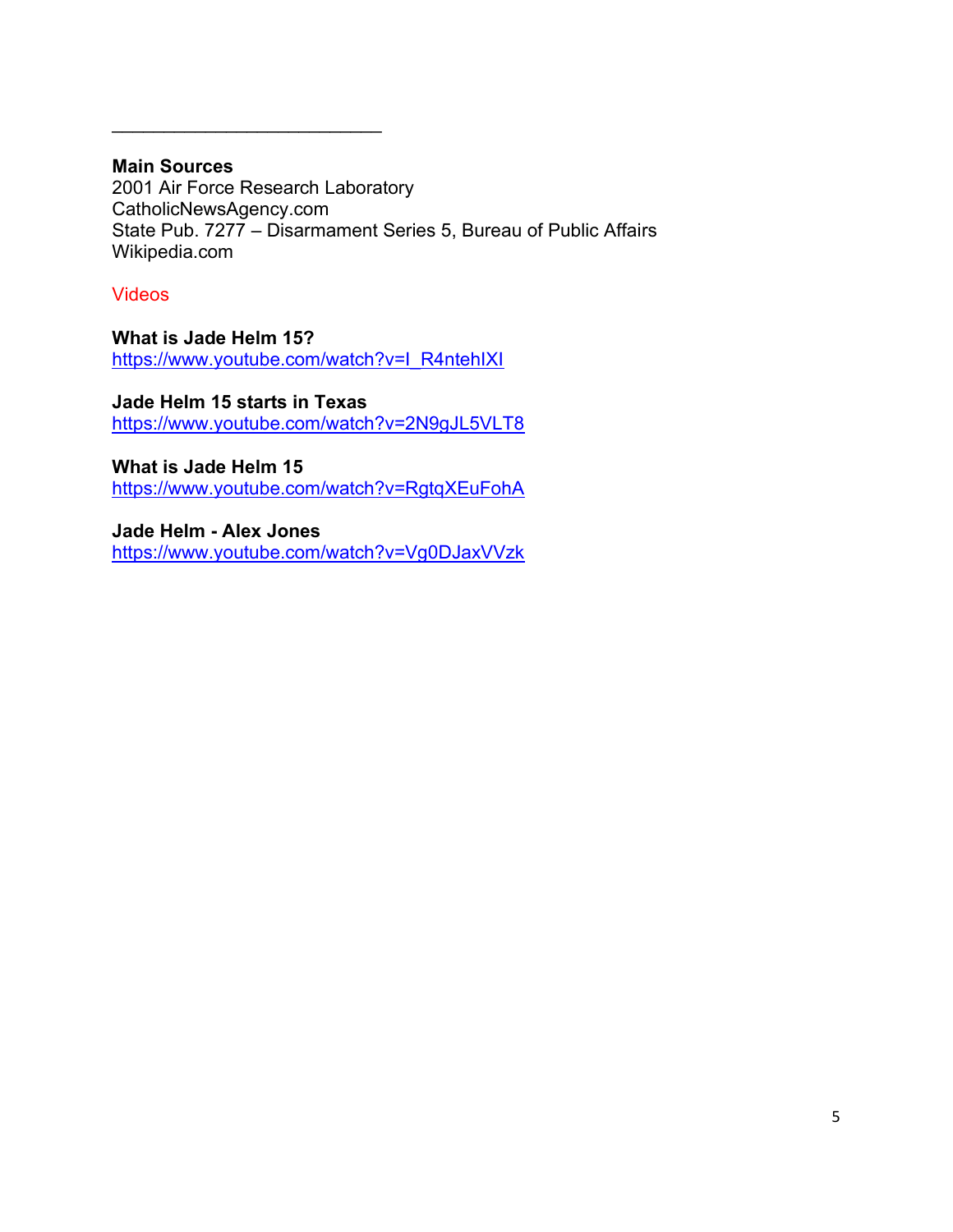___________________________

**Main Sources**
2001 Air Force Research Laboratory
CatholicNewsAgency.com
State Pub. 7277 – Disarmament Series 5, Bureau of Public Affairs
Wikipedia.com

Videos

**What is Jade Helm 15?**
https://www.youtube.com/watch?v=I_R4ntehIXI

**Jade Helm 15 starts in Texas**
https://www.youtube.com/watch?v=2N9gJL5VLT8

**What is Jade Helm 15**
https://www.youtube.com/watch?v=RgtqXEuFohA

**Jade Helm - Alex Jones**
https://www.youtube.com/watch?v=Vg0DJaxVVzk